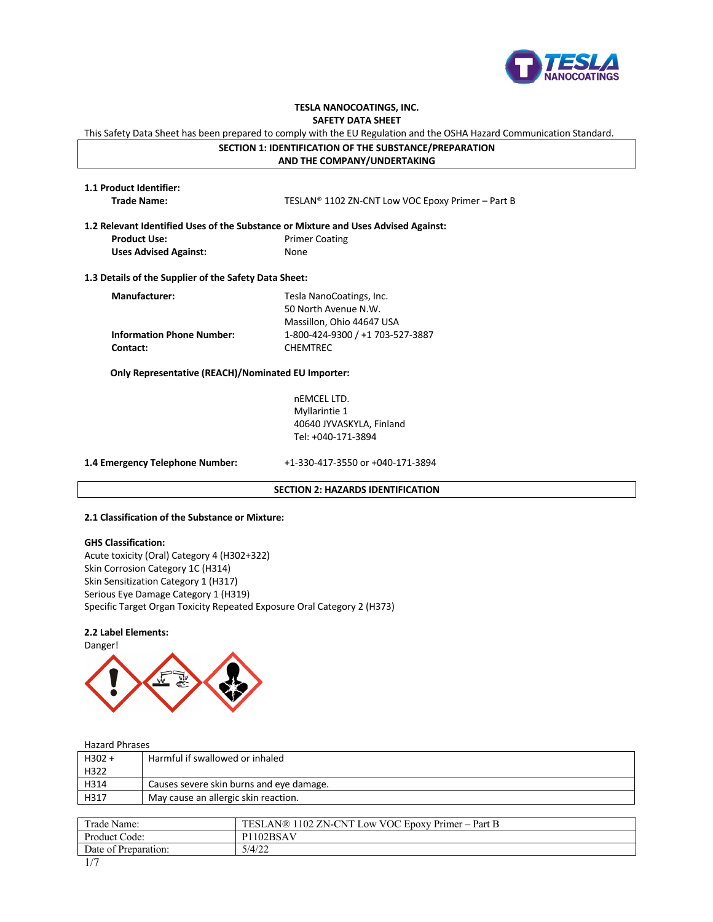**TESLA NANOCOATINGS, INC.**
**SAFETY DATA SHEET**

This Safety Data Sheet has been prepared to comply with the EU Regulation and the OSHA Hazard Communication Standard.

## SECTION 1: IDENTIFICATION OF THE SUBSTANCE/PREPARATION AND THE COMPANY/UNDERTAKING

**1.1 Product Identifier:**

**Trade Name:** TESLAN® 1102 ZN-CNT Low VOC Epoxy Primer – Part B

**1.2 Relevant Identified Uses of the Substance or Mixture and Uses Advised Against:**

**Product Use:** Primer Coating
**Uses Advised Against:** None

**1.3 Details of the Supplier of the Safety Data Sheet:**

**Manufacturer:** Tesla NanoCoatings, Inc.
50 North Avenue N.W.
Massillon, Ohio 44647 USA
**Information Phone Number:** 1-800-424-9300 / +1 703-527-3887
**Contact:** CHEMTREC

**Only Representative (REACH)/Nominated EU Importer:**

nEMCEL LTD.
Myllarintie 1
40640 JYVASKYLA, Finland
Tel: +040-171-3894

**1.4 Emergency Telephone Number:** +1-330-417-3550 or +040-171-3894

## SECTION 2: HAZARDS IDENTIFICATION

**2.1 Classification of the Substance or Mixture:**

**GHS Classification:**
Acute toxicity (Oral) Category 4 (H302+322)
Skin Corrosion Category 1C (H314)
Skin Sensitization Category 1 (H317)
Serious Eye Damage Category 1 (H319)
Specific Target Organ Toxicity Repeated Exposure Oral Category 2 (H373)

**2.2 Label Elements:**

Danger!

Hazard Phrases

| | |
|---|---|
| H302 + H322 | Harmful if swallowed or inhaled |
| H314 | Causes severe skin burns and eye damage. |
| H317 | May cause an allergic skin reaction. |

| | |
|---|---|
| Trade Name: | TESLAN® 1102 ZN-CNT Low VOC Epoxy Primer – Part B |
| Product Code: | P1102BSAV |
| Date of Preparation: | 5/4/22 |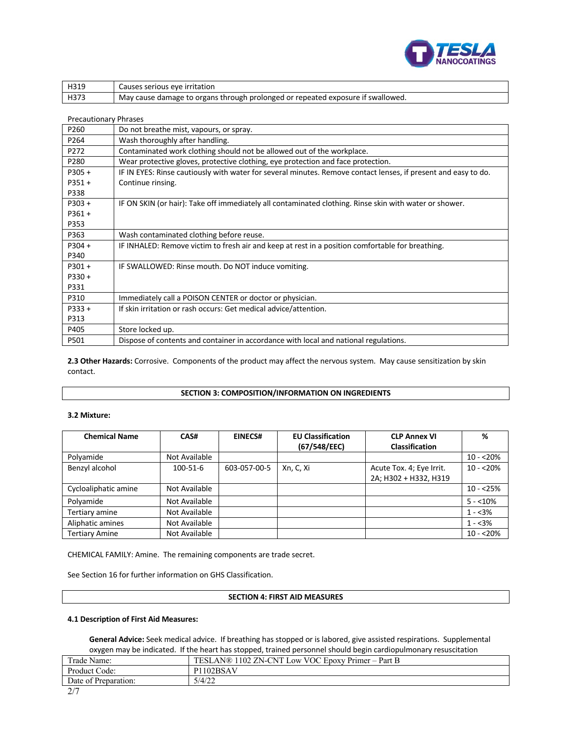| H319 | Causes serious eye irritation |
|---|---|
| H373 | May cause damage to organs through prolonged or repeated exposure if swallowed. |

Precautionary Phrases

| | |
|---|---|
| P260 | Do not breathe mist, vapours, or spray. |
| P264 | Wash thoroughly after handling. |
| P272 | Contaminated work clothing should not be allowed out of the workplace. |
| P280 | Wear protective gloves, protective clothing, eye protection and face protection. |
| P305 + P351 + P338 | IF IN EYES: Rinse cautiously with water for several minutes. Remove contact lenses, if present and easy to do. Continue rinsing. |
| P303 + P361 + P353 | IF ON SKIN (or hair): Take off immediately all contaminated clothing. Rinse skin with water or shower. |
| P363 | Wash contaminated clothing before reuse. |
| P304 + P340 | IF INHALED: Remove victim to fresh air and keep at rest in a position comfortable for breathing. |
| P301 + P330 + P331 | IF SWALLOWED: Rinse mouth. Do NOT induce vomiting. |
| P310 | Immediately call a POISON CENTER or doctor or physician. |
| P333 + P313 | If skin irritation or rash occurs: Get medical advice/attention. |
| P405 | Store locked up. |
| P501 | Dispose of contents and container in accordance with local and national regulations. |

**2.3 Other Hazards:** Corrosive. Components of the product may affect the nervous system. May cause sensitization by skin contact.

## SECTION 3: COMPOSITION/INFORMATION ON INGREDIENTS

**3.2 Mixture:**

| Chemical Name | CAS# | EINECS# | EU Classification (67/548/EEC) | CLP Annex VI Classification | % |
|---|---|---|---|---|---|
| Polyamide | Not Available | | | | 10 - <20% |
| Benzyl alcohol | 100-51-6 | 603-057-00-5 | Xn, C, Xi | Acute Tox. 4; Eye Irrit. 2A; H302 + H332, H319 | 10 - <20% |
| Cycloaliphatic amine | Not Available | | | | 10 - <25% |
| Polyamide | Not Available | | | | 5 - <10% |
| Tertiary amine | Not Available | | | | 1 - <3% |
| Aliphatic amines | Not Available | | | | 1 - <3% |
| Tertiary Amine | Not Available | | | | 10 - <20% |

CHEMICAL FAMILY: Amine. The remaining components are trade secret.

See Section 16 for further information on GHS Classification.

## SECTION 4: FIRST AID MEASURES

**4.1 Description of First Aid Measures:**

**General Advice:** Seek medical advice. If breathing has stopped or is labored, give assisted respirations. Supplemental oxygen may be indicated. If the heart has stopped, trained personnel should begin cardiopulmonary resuscitation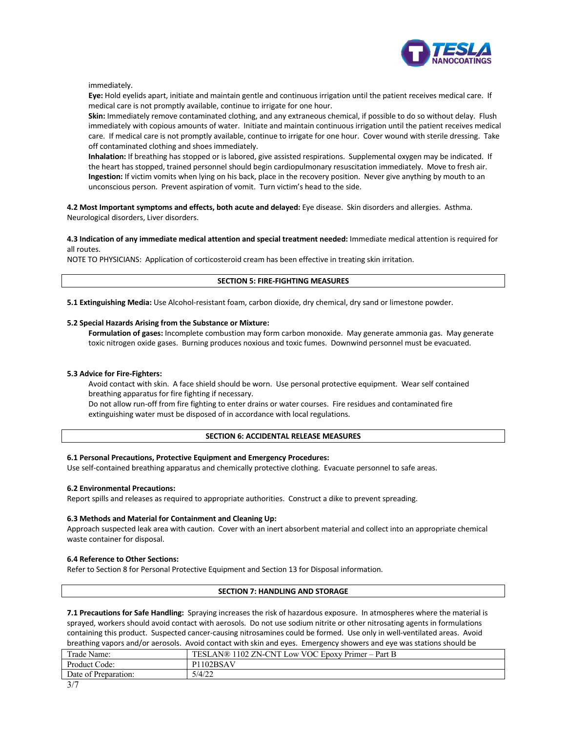immediately.

**Eye:** Hold eyelids apart, initiate and maintain gentle and continuous irrigation until the patient receives medical care. If medical care is not promptly available, continue to irrigate for one hour.

**Skin:** Immediately remove contaminated clothing, and any extraneous chemical, if possible to do so without delay. Flush immediately with copious amounts of water. Initiate and maintain continuous irrigation until the patient receives medical care. If medical care is not promptly available, continue to irrigate for one hour. Cover wound with sterile dressing. Take off contaminated clothing and shoes immediately.

**Inhalation:** If breathing has stopped or is labored, give assisted respirations. Supplemental oxygen may be indicated. If the heart has stopped, trained personnel should begin cardiopulmonary resuscitation immediately. Move to fresh air.

**Ingestion:** If victim vomits when lying on his back, place in the recovery position. Never give anything by mouth to an unconscious person. Prevent aspiration of vomit. Turn victim's head to the side.

**4.2 Most Important symptoms and effects, both acute and delayed:** Eye disease. Skin disorders and allergies. Asthma. Neurological disorders, Liver disorders.

**4.3 Indication of any immediate medical attention and special treatment needed:** Immediate medical attention is required for all routes.

NOTE TO PHYSICIANS: Application of corticosteroid cream has been effective in treating skin irritation.

## SECTION 5: FIRE-FIGHTING MEASURES

**5.1 Extinguishing Media:** Use Alcohol-resistant foam, carbon dioxide, dry chemical, dry sand or limestone powder.

**5.2 Special Hazards Arising from the Substance or Mixture:**

**Formulation of gases:** Incomplete combustion may form carbon monoxide. May generate ammonia gas. May generate toxic nitrogen oxide gases. Burning produces noxious and toxic fumes. Downwind personnel must be evacuated.

**5.3 Advice for Fire-Fighters:**

Avoid contact with skin. A face shield should be worn. Use personal protective equipment. Wear self contained breathing apparatus for fire fighting if necessary.

Do not allow run-off from fire fighting to enter drains or water courses. Fire residues and contaminated fire extinguishing water must be disposed of in accordance with local regulations.

## SECTION 6: ACCIDENTAL RELEASE MEASURES

**6.1 Personal Precautions, Protective Equipment and Emergency Procedures:**

Use self-contained breathing apparatus and chemically protective clothing. Evacuate personnel to safe areas.

**6.2 Environmental Precautions:**

Report spills and releases as required to appropriate authorities. Construct a dike to prevent spreading.

**6.3 Methods and Material for Containment and Cleaning Up:**

Approach suspected leak area with caution. Cover with an inert absorbent material and collect into an appropriate chemical waste container for disposal.

**6.4 Reference to Other Sections:**

Refer to Section 8 for Personal Protective Equipment and Section 13 for Disposal information.

## SECTION 7: HANDLING AND STORAGE

**7.1 Precautions for Safe Handling:** Spraying increases the risk of hazardous exposure. In atmospheres where the material is sprayed, workers should avoid contact with aerosols. Do not use sodium nitrite or other nitrosating agents in formulations containing this product. Suspected cancer-causing nitrosamines could be formed. Use only in well-ventilated areas. Avoid breathing vapors and/or aerosols. Avoid contact with skin and eyes. Emergency showers and eye was stations should be

| Trade Name: | TESLAN® 1102 ZN-CNT Low VOC Epoxy Primer – Part B |
|---|---|
| Product Code: | P1102BSAV |
| Date of Preparation: | 5/4/22 |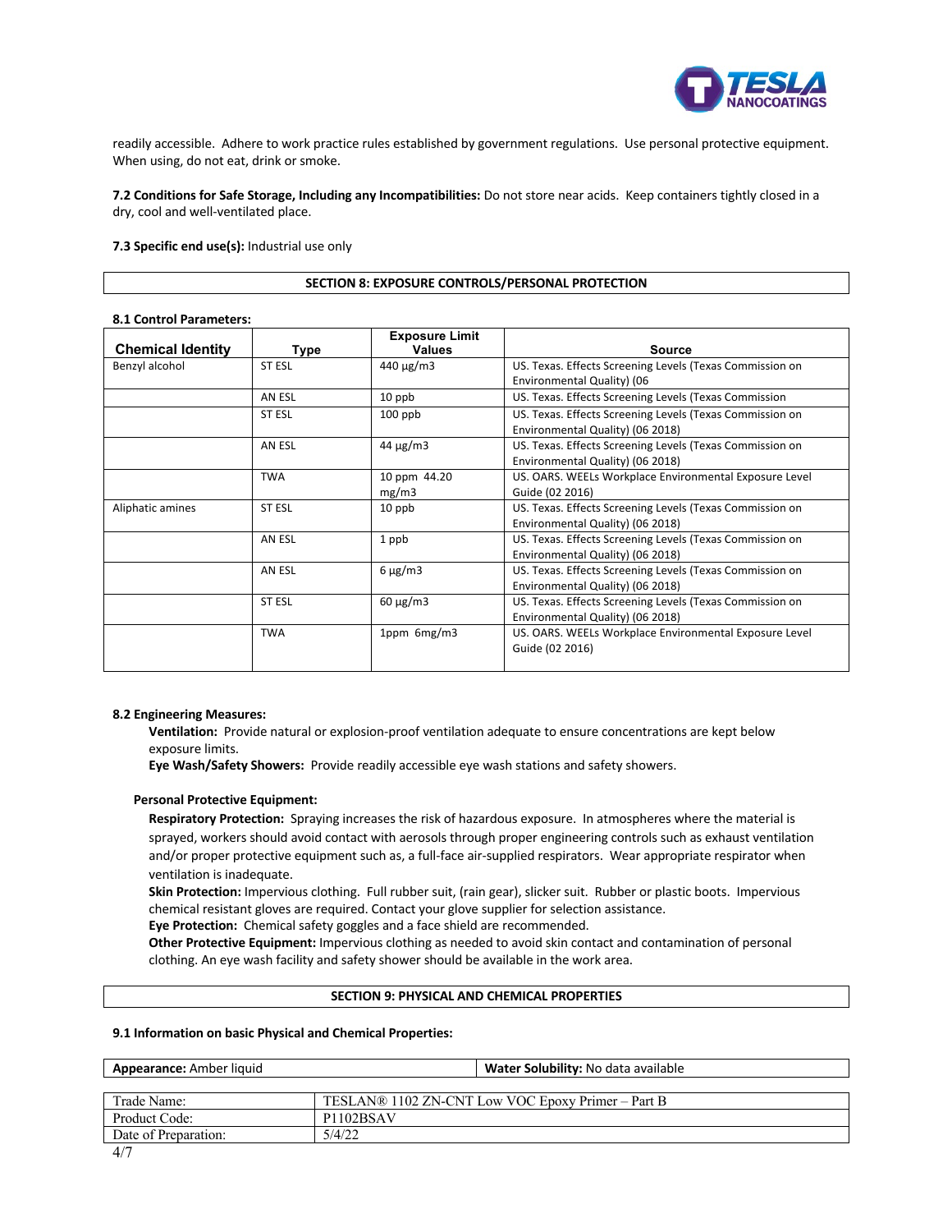readily accessible. Adhere to work practice rules established by government regulations. Use personal protective equipment. When using, do not eat, drink or smoke.

**7.2 Conditions for Safe Storage, Including any Incompatibilities:** Do not store near acids. Keep containers tightly closed in a dry, cool and well-ventilated place.

**7.3 Specific end use(s):** Industrial use only

## SECTION 8: EXPOSURE CONTROLS/PERSONAL PROTECTION

**8.1 Control Parameters:**

| Chemical Identity | Type | Exposure Limit Values | Source |
|---|---|---|---|
| Benzyl alcohol | ST ESL | 440 µg/m3 | US. Texas. Effects Screening Levels (Texas Commission on Environmental Quality) (06 |
| | AN ESL | 10 ppb | US. Texas. Effects Screening Levels (Texas Commission |
| | ST ESL | 100 ppb | US. Texas. Effects Screening Levels (Texas Commission on Environmental Quality) (06 2018) |
| | AN ESL | 44 µg/m3 | US. Texas. Effects Screening Levels (Texas Commission on Environmental Quality) (06 2018) |
| | TWA | 10 ppm 44.20 mg/m3 | US. OARS. WEELs Workplace Environmental Exposure Level Guide (02 2016) |
| Aliphatic amines | ST ESL | 10 ppb | US. Texas. Effects Screening Levels (Texas Commission on Environmental Quality) (06 2018) |
| | AN ESL | 1 ppb | US. Texas. Effects Screening Levels (Texas Commission on Environmental Quality) (06 2018) |
| | AN ESL | 6 µg/m3 | US. Texas. Effects Screening Levels (Texas Commission on Environmental Quality) (06 2018) |
| | ST ESL | 60 µg/m3 | US. Texas. Effects Screening Levels (Texas Commission on Environmental Quality) (06 2018) |
| | TWA | 1ppm 6mg/m3 | US. OARS. WEELs Workplace Environmental Exposure Level Guide (02 2016) |

**8.2 Engineering Measures:**

**Ventilation:** Provide natural or explosion-proof ventilation adequate to ensure concentrations are kept below exposure limits.
**Eye Wash/Safety Showers:** Provide readily accessible eye wash stations and safety showers.

**Personal Protective Equipment:**

**Respiratory Protection:** Spraying increases the risk of hazardous exposure. In atmospheres where the material is sprayed, workers should avoid contact with aerosols through proper engineering controls such as exhaust ventilation and/or proper protective equipment such as, a full-face air-supplied respirators. Wear appropriate respirator when ventilation is inadequate.
**Skin Protection:** Impervious clothing. Full rubber suit, (rain gear), slicker suit. Rubber or plastic boots. Impervious chemical resistant gloves are required. Contact your glove supplier for selection assistance.
**Eye Protection:** Chemical safety goggles and a face shield are recommended.
**Other Protective Equipment:** Impervious clothing as needed to avoid skin contact and contamination of personal clothing. An eye wash facility and safety shower should be available in the work area.

## SECTION 9: PHYSICAL AND CHEMICAL PROPERTIES

**9.1 Information on basic Physical and Chemical Properties:**

| **Appearance:** Amber liquid | **Water Solubility:** No data available |
|---|---|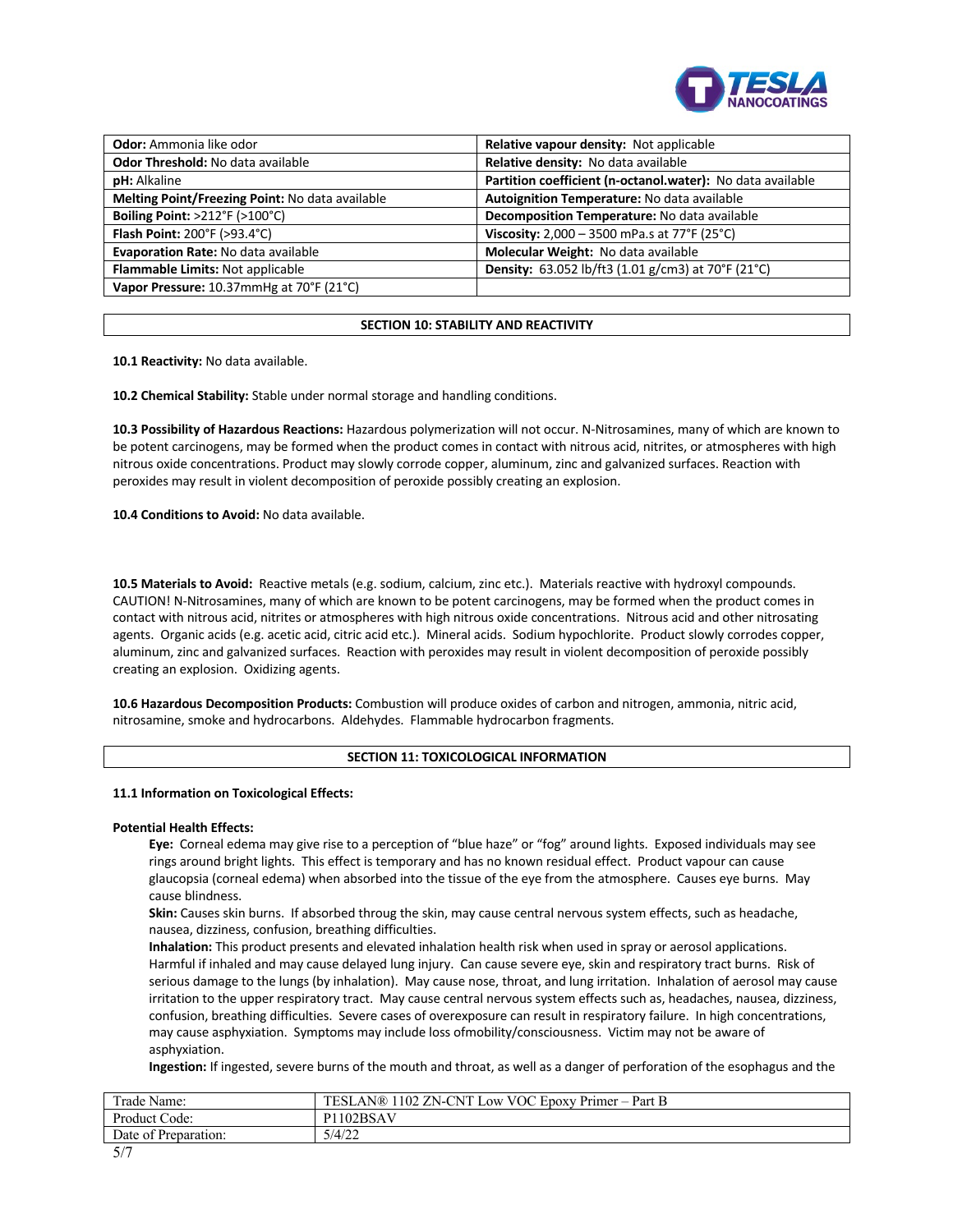| Odor: Ammonia like odor | Relative vapour density: Not applicable |
|---|---|
| Odor Threshold: No data available | Relative density: No data available |
| pH: Alkaline | Partition coefficient (n-octanol.water): No data available |
| Melting Point/Freezing Point: No data available | Autoignition Temperature: No data available |
| Boiling Point: >212°F (>100°C) | Decomposition Temperature: No data available |
| Flash Point: 200°F (>93.4°C) | Viscosity: 2,000 – 3500 mPa.s at 77°F (25°C) |
| Evaporation Rate: No data available | Molecular Weight: No data available |
| Flammable Limits: Not applicable | Density: 63.052 lb/ft3 (1.01 g/cm3) at 70°F (21°C) |
| Vapor Pressure: 10.37mmHg at 70°F (21°C) | |

## SECTION 10: STABILITY AND REACTIVITY

**10.1 Reactivity:** No data available.

**10.2 Chemical Stability:** Stable under normal storage and handling conditions.

**10.3 Possibility of Hazardous Reactions:** Hazardous polymerization will not occur. N-Nitrosamines, many of which are known to be potent carcinogens, may be formed when the product comes in contact with nitrous acid, nitrites, or atmospheres with high nitrous oxide concentrations. Product may slowly corrode copper, aluminum, zinc and galvanized surfaces. Reaction with peroxides may result in violent decomposition of peroxide possibly creating an explosion.

**10.4 Conditions to Avoid:** No data available.

**10.5 Materials to Avoid:** Reactive metals (e.g. sodium, calcium, zinc etc.). Materials reactive with hydroxyl compounds. CAUTION! N-Nitrosamines, many of which are known to be potent carcinogens, may be formed when the product comes in contact with nitrous acid, nitrites or atmospheres with high nitrous oxide concentrations. Nitrous acid and other nitrosating agents. Organic acids (e.g. acetic acid, citric acid etc.). Mineral acids. Sodium hypochlorite. Product slowly corrodes copper, aluminum, zinc and galvanized surfaces. Reaction with peroxides may result in violent decomposition of peroxide possibly creating an explosion. Oxidizing agents.

**10.6 Hazardous Decomposition Products:** Combustion will produce oxides of carbon and nitrogen, ammonia, nitric acid, nitrosamine, smoke and hydrocarbons. Aldehydes. Flammable hydrocarbon fragments.

## SECTION 11: TOXICOLOGICAL INFORMATION

**11.1 Information on Toxicological Effects:**

**Potential Health Effects:**

**Eye:** Corneal edema may give rise to a perception of "blue haze" or "fog" around lights. Exposed individuals may see rings around bright lights. This effect is temporary and has no known residual effect. Product vapour can cause glaucopsia (corneal edema) when absorbed into the tissue of the eye from the atmosphere. Causes eye burns. May cause blindness.

**Skin:** Causes skin burns. If absorbed throug the skin, may cause central nervous system effects, such as headache, nausea, dizziness, confusion, breathing difficulties.

**Inhalation:** This product presents and elevated inhalation health risk when used in spray or aerosol applications. Harmful if inhaled and may cause delayed lung injury. Can cause severe eye, skin and respiratory tract burns. Risk of serious damage to the lungs (by inhalation). May cause nose, throat, and lung irritation. Inhalation of aerosol may cause irritation to the upper respiratory tract. May cause central nervous system effects such as, headaches, nausea, dizziness, confusion, breathing difficulties. Severe cases of overexposure can result in respiratory failure. In high concentrations, may cause asphyxiation. Symptoms may include loss ofmobility/consciousness. Victim may not be aware of asphyxiation.

**Ingestion:** If ingested, severe burns of the mouth and throat, as well as a danger of perforation of the esophagus and the

| Trade Name: | TESLAN® 1102 ZN-CNT Low VOC Epoxy Primer – Part B |
|---|---|
| Product Code: | P1102BSAV |
| Date of Preparation: | 5/4/22 |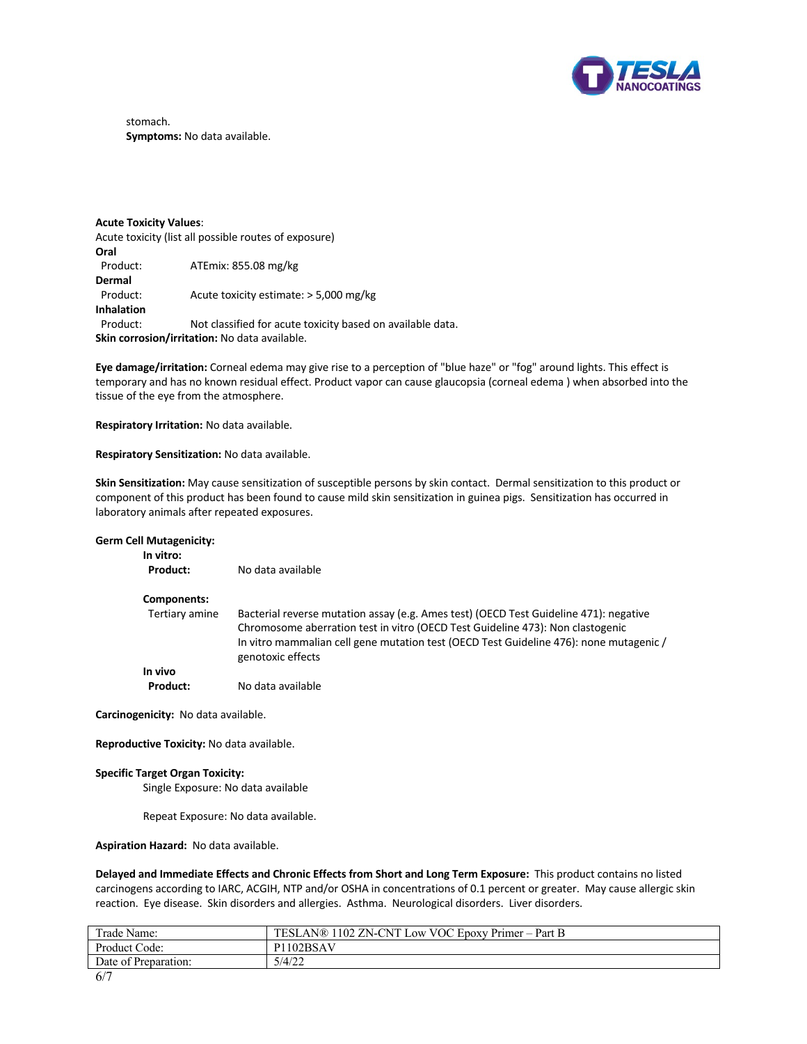stomach.
**Symptoms:** No data available.

**Acute Toxicity Values**:
Acute toxicity (list all possible routes of exposure)

**Oral**

| | |
|---|---|
| Product: | ATEmix: 855.08 mg/kg |

**Dermal**

| | |
|---|---|
| Product: | Acute toxicity estimate: > 5,000 mg/kg |

**Inhalation**

| | |
|---|---|
| Product: | Not classified for acute toxicity based on available data. |

**Skin corrosion/irritation:** No data available.

**Eye damage/irritation:** Corneal edema may give rise to a perception of "blue haze" or "fog" around lights. This effect is temporary and has no known residual effect. Product vapor can cause glaucopsia (corneal edema ) when absorbed into the tissue of the eye from the atmosphere.

**Respiratory Irritation:** No data available.

**Respiratory Sensitization:** No data available.

**Skin Sensitization:** May cause sensitization of susceptible persons by skin contact. Dermal sensitization to this product or component of this product has been found to cause mild skin sensitization in guinea pigs. Sensitization has occurred in laboratory animals after repeated exposures.

**Germ Cell Mutagenicity:**

**In vitro:**

**Product:** No data available

**Components:**

| | |
|---|---|
| Tertiary amine | Bacterial reverse mutation assay (e.g. Ames test) (OECD Test Guideline 471): negative<br>Chromosome aberration test in vitro (OECD Test Guideline 473): Non clastogenic<br>In vitro mammalian cell gene mutation test (OECD Test Guideline 476): none mutagenic / genotoxic effects |

**In vivo**

**Product:** No data available

**Carcinogenicity:** No data available.

**Reproductive Toxicity:** No data available.

**Specific Target Organ Toxicity:**

Single Exposure: No data available

Repeat Exposure: No data available.

**Aspiration Hazard:** No data available.

**Delayed and Immediate Effects and Chronic Effects from Short and Long Term Exposure:** This product contains no listed carcinogens according to IARC, ACGIH, NTP and/or OSHA in concentrations of 0.1 percent or greater. May cause allergic skin reaction. Eye disease. Skin disorders and allergies. Asthma. Neurological disorders. Liver disorders.

| | |
|---|---|
| Trade Name: | TESLAN® 1102 ZN-CNT Low VOC Epoxy Primer – Part B |
| Product Code: | P1102BSAV |
| Date of Preparation: | 5/4/22 |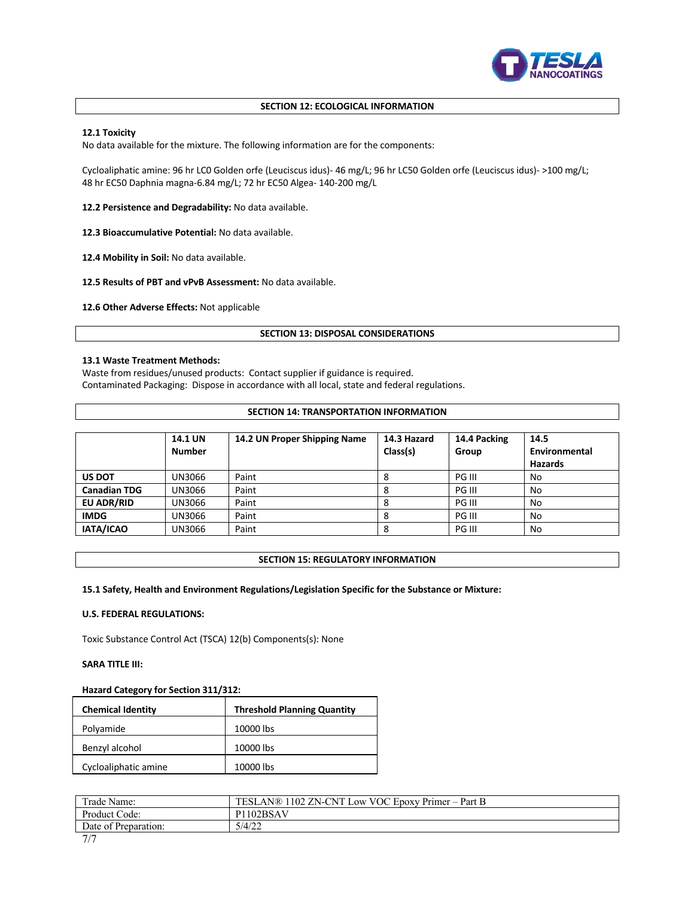## SECTION 12: ECOLOGICAL INFORMATION

**12.1 Toxicity**
No data available for the mixture. The following information are for the components:

Cycloaliphatic amine: 96 hr LC0 Golden orfe (Leuciscus idus)- 46 mg/L; 96 hr LC50 Golden orfe (Leuciscus idus)- >100 mg/L; 48 hr EC50 Daphnia magna-6.84 mg/L; 72 hr EC50 Algea- 140-200 mg/L

**12.2 Persistence and Degradability:** No data available.

**12.3 Bioaccumulative Potential:** No data available.

**12.4 Mobility in Soil:** No data available.

**12.5 Results of PBT and vPvB Assessment:** No data available.

**12.6 Other Adverse Effects:** Not applicable

## SECTION 13: DISPOSAL CONSIDERATIONS

**13.1 Waste Treatment Methods:**
Waste from residues/unused products: Contact supplier if guidance is required.
Contaminated Packaging: Dispose in accordance with all local, state and federal regulations.

## SECTION 14: TRANSPORTATION INFORMATION

| | 14.1 UN Number | 14.2 UN Proper Shipping Name | 14.3 Hazard Class(s) | 14.4 Packing Group | 14.5 Environmental Hazards |
|---|---|---|---|---|---|
| **US DOT** | UN3066 | Paint | 8 | PG III | No |
| **Canadian TDG** | UN3066 | Paint | 8 | PG III | No |
| **EU ADR/RID** | UN3066 | Paint | 8 | PG III | No |
| **IMDG** | UN3066 | Paint | 8 | PG III | No |
| **IATA/ICAO** | UN3066 | Paint | 8 | PG III | No |

## SECTION 15: REGULATORY INFORMATION

**15.1 Safety, Health and Environment Regulations/Legislation Specific for the Substance or Mixture:**

**U.S. FEDERAL REGULATIONS:**

Toxic Substance Control Act (TSCA) 12(b) Components(s): None

**SARA TITLE III:**

**Hazard Category for Section 311/312:**

| Chemical Identity | Threshold Planning Quantity |
|---|---|
| Polyamide | 10000 lbs |
| Benzyl alcohol | 10000 lbs |
| Cycloaliphatic amine | 10000 lbs |

| | |
|---|---|
| Trade Name: | TESLAN® 1102 ZN-CNT Low VOC Epoxy Primer – Part B |
| Product Code: | P1102BSAV |
| Date of Preparation: | 5/4/22 |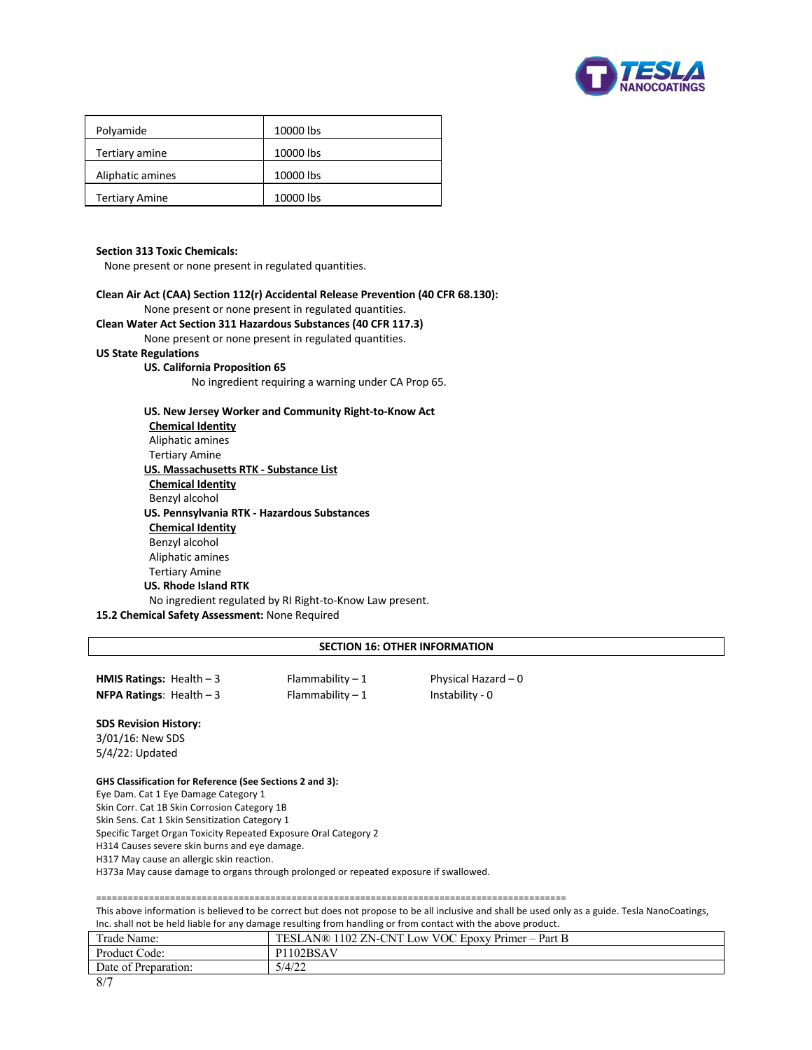| | |
|---|---|
| Polyamide | 10000 lbs |
| Tertiary amine | 10000 lbs |
| Aliphatic amines | 10000 lbs |
| Tertiary Amine | 10000 lbs |

**Section 313 Toxic Chemicals:**
None present or none present in regulated quantities.

**Clean Air Act (CAA) Section 112(r) Accidental Release Prevention (40 CFR 68.130):**
None present or none present in regulated quantities.

**Clean Water Act Section 311 Hazardous Substances (40 CFR 117.3)**
None present or none present in regulated quantities.

**US State Regulations**

**US. California Proposition 65**
No ingredient requiring a warning under CA Prop 65.

**US. New Jersey Worker and Community Right-to-Know Act**

**Chemical Identity**
Aliphatic amines
Tertiary Amine

**US. Massachusetts RTK - Substance List**

**Chemical Identity**
Benzyl alcohol

**US. Pennsylvania RTK - Hazardous Substances**

**Chemical Identity**
Benzyl alcohol
Aliphatic amines
Tertiary Amine

**US. Rhode Island RTK**
No ingredient regulated by RI Right-to-Know Law present.

**15.2 Chemical Safety Assessment:** None Required

## SECTION 16: OTHER INFORMATION

**HMIS Ratings:** Health – 3 Flammability – 1 Physical Hazard – 0
**NFPA Ratings**: Health – 3 Flammability – 1 Instability - 0

**SDS Revision History:**
3/01/16: New SDS
5/4/22: Updated

**GHS Classification for Reference (See Sections 2 and 3):**
Eye Dam. Cat 1 Eye Damage Category 1
Skin Corr. Cat 1B Skin Corrosion Category 1B
Skin Sens. Cat 1 Skin Sensitization Category 1
Specific Target Organ Toxicity Repeated Exposure Oral Category 2
H314 Causes severe skin burns and eye damage.
H317 May cause an allergic skin reaction.
H373a May cause damage to organs through prolonged or repeated exposure if swallowed.

==========================================================================================

This above information is believed to be correct but does not propose to be all inclusive and shall be used only as a guide. Tesla NanoCoatings, Inc. shall not be held liable for any damage resulting from handling or from contact with the above product.

| | |
|---|---|
| Trade Name: | TESLAN® 1102 ZN-CNT Low VOC Epoxy Primer – Part B |
| Product Code: | P1102BSAV |
| Date of Preparation: | 5/4/22 |